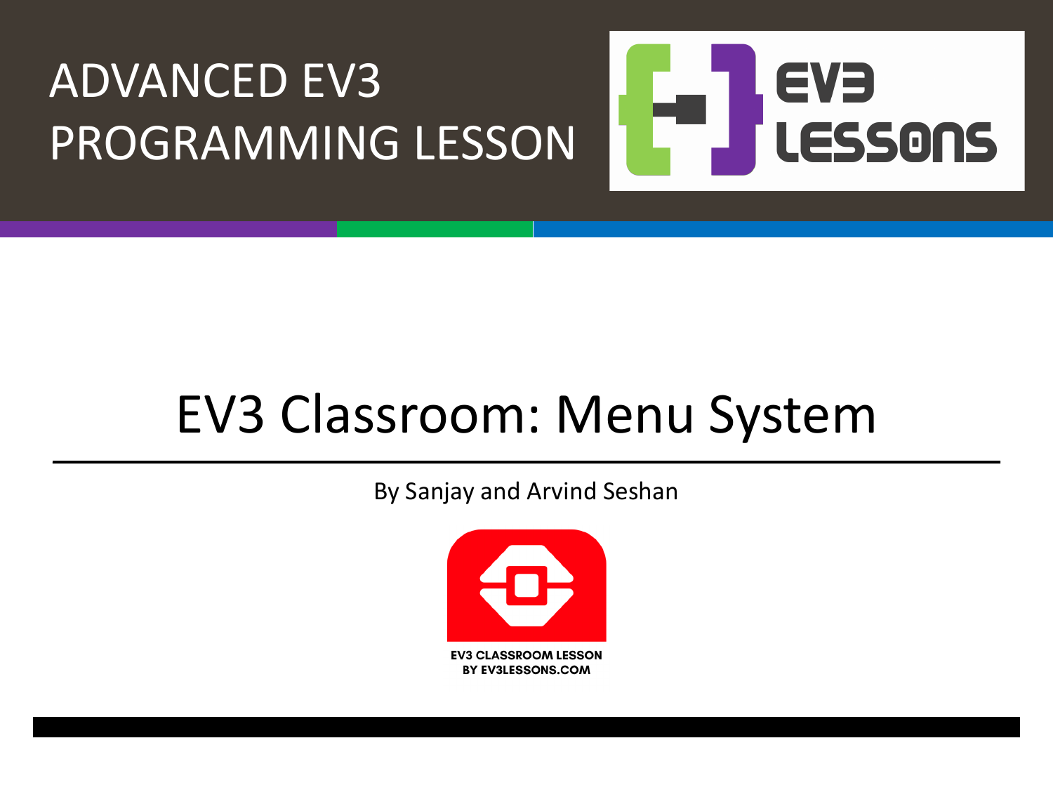# ADVANCED EV3 PROGRAMMING LESSON

EV3 LESSONS

## EV3 Classroom: Menu System

By Sanjay and Arvind Seshan

EV3 CLASSROOM LESSON
BY EV3LESSONS.COM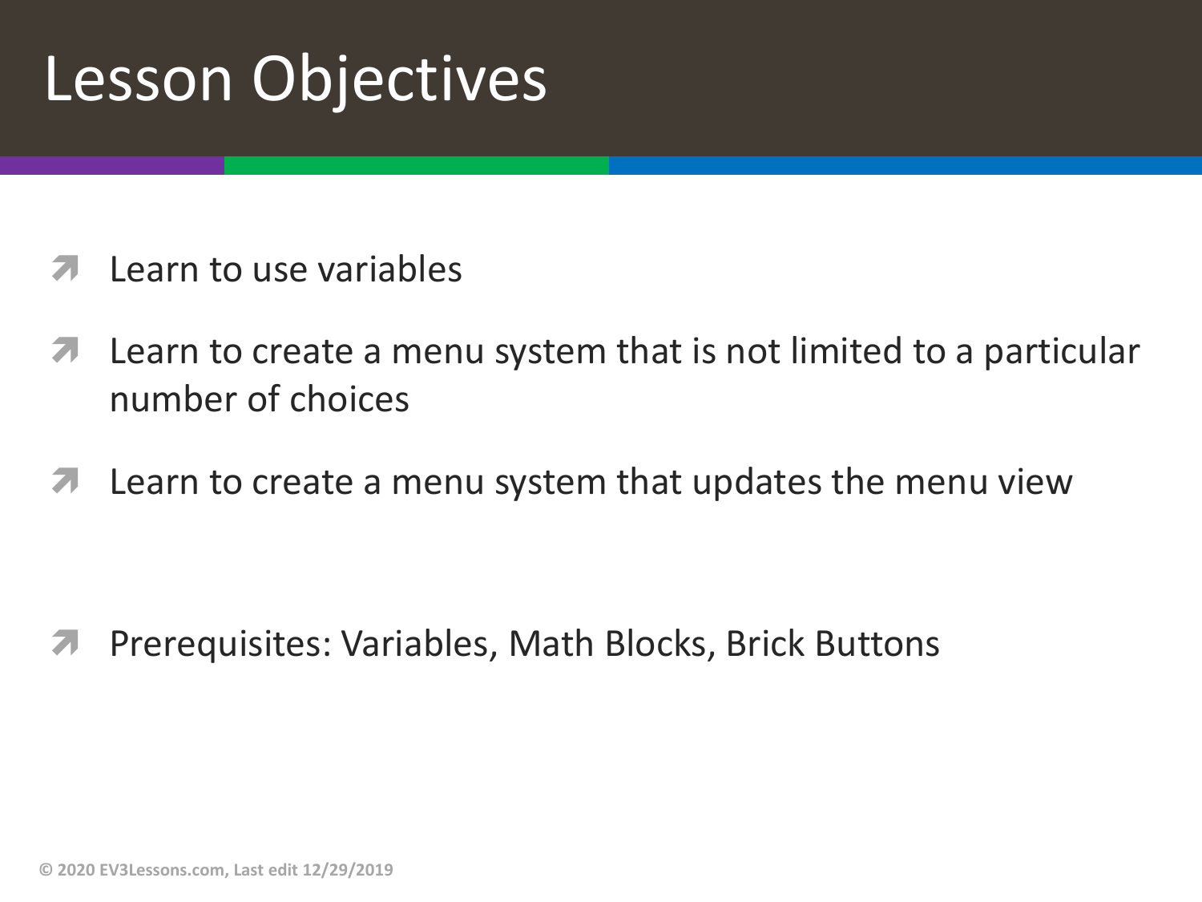# Lesson Objectives

- Learn to use variables
- Learn to create a menu system that is not limited to a particular number of choices
- Learn to create a menu system that updates the menu view

- Prerequisites: Variables, Math Blocks, Brick Buttons

© 2020 EV3Lessons.com, Last edit 12/29/2019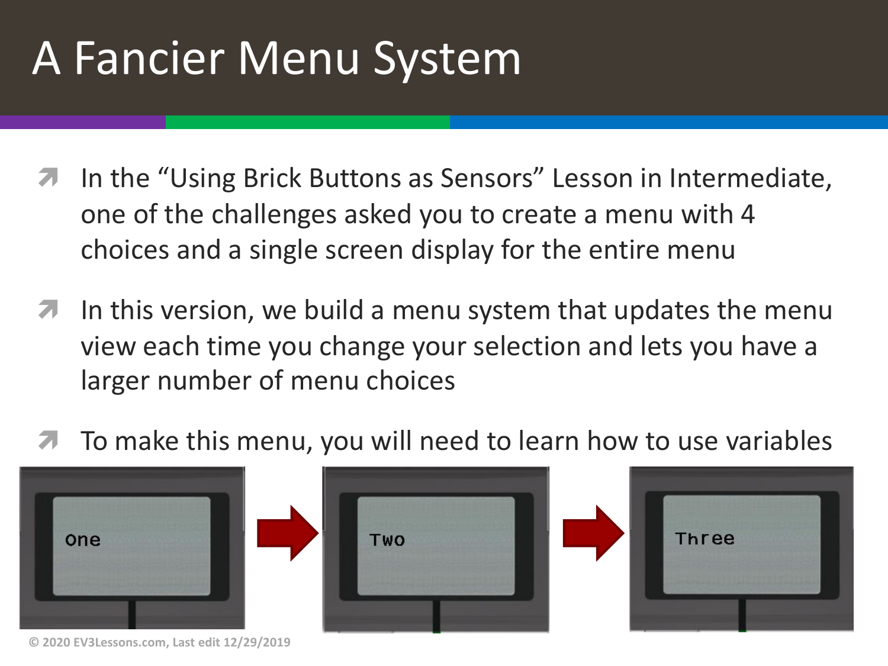# A Fancier Menu System

- In the "Using Brick Buttons as Sensors" Lesson in Intermediate, one of the challenges asked you to create a menu with 4 choices and a single screen display for the entire menu
- In this version, we build a menu system that updates the menu view each time you change your selection and lets you have a larger number of menu choices
- To make this menu, you will need to learn how to use variables

One → Two → Three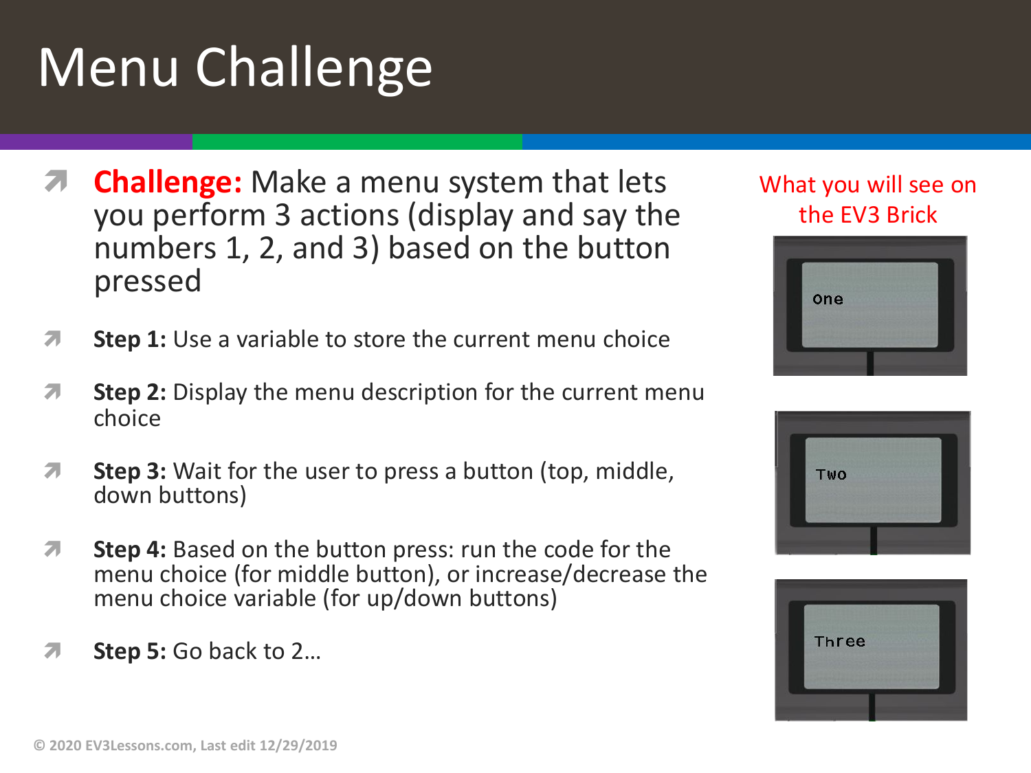# Menu Challenge

- **Challenge:** Make a menu system that lets you perform 3 actions (display and say the numbers 1, 2, and 3) based on the button pressed
- **Step 1:** Use a variable to store the current menu choice
- **Step 2:** Display the menu description for the current menu choice
- **Step 3:** Wait for the user to press a button (top, middle, down buttons)
- **Step 4:** Based on the button press: run the code for the menu choice (for middle button), or increase/decrease the menu choice variable (for up/down buttons)
- **Step 5:** Go back to 2…

What you will see on the EV3 Brick

One

Two

Three

© 2020 EV3Lessons.com, Last edit 12/29/2019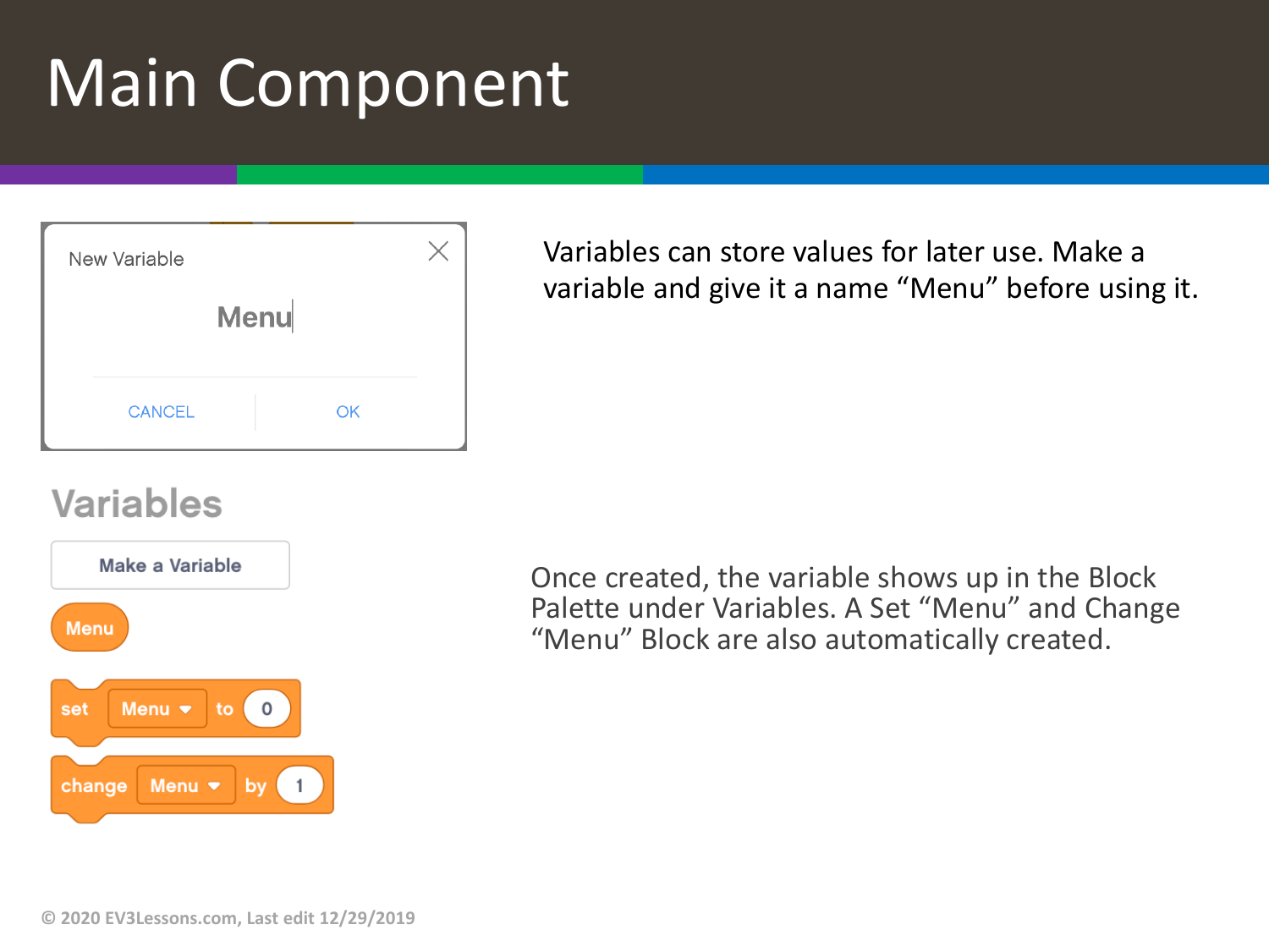# Main Component

New Variable

Menu

CANCEL OK

Variables

Make a Variable

Menu

set Menu to 0

change Menu by 1

Variables can store values for later use. Make a variable and give it a name “Menu” before using it.

Once created, the variable shows up in the Block Palette under Variables. A Set “Menu” and Change “Menu” Block are also automatically created.

© 2020 EV3Lessons.com, Last edit 12/29/2019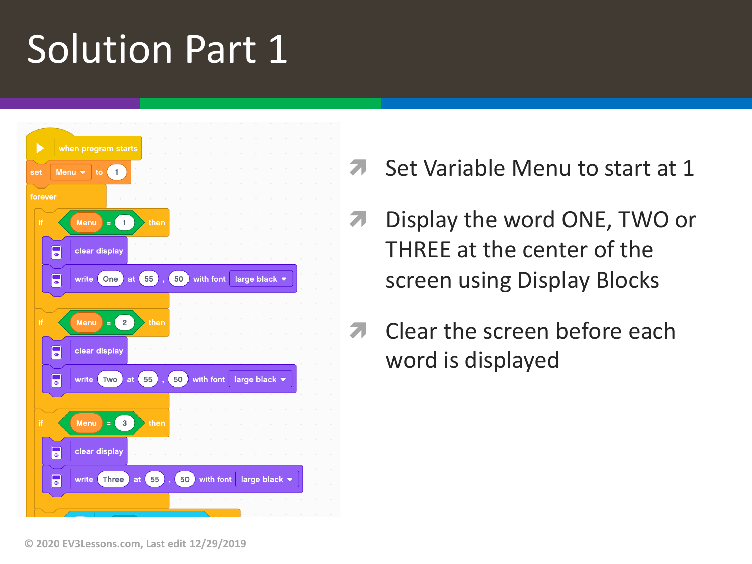# Solution Part 1

```
when program starts
set Menu to 1
forever
    if Menu = 1 then
        clear display
        write One at 55 , 50 with font large black
    if Menu = 2 then
        clear display
        write Two at 55 , 50 with font large black
    if Menu = 3 then
        clear display
        write Three at 55 , 50 with font large black
```

- Set Variable Menu to start at 1
- Display the word ONE, TWO or THREE at the center of the screen using Display Blocks
- Clear the screen before each word is displayed

© 2020 EV3Lessons.com, Last edit 12/29/2019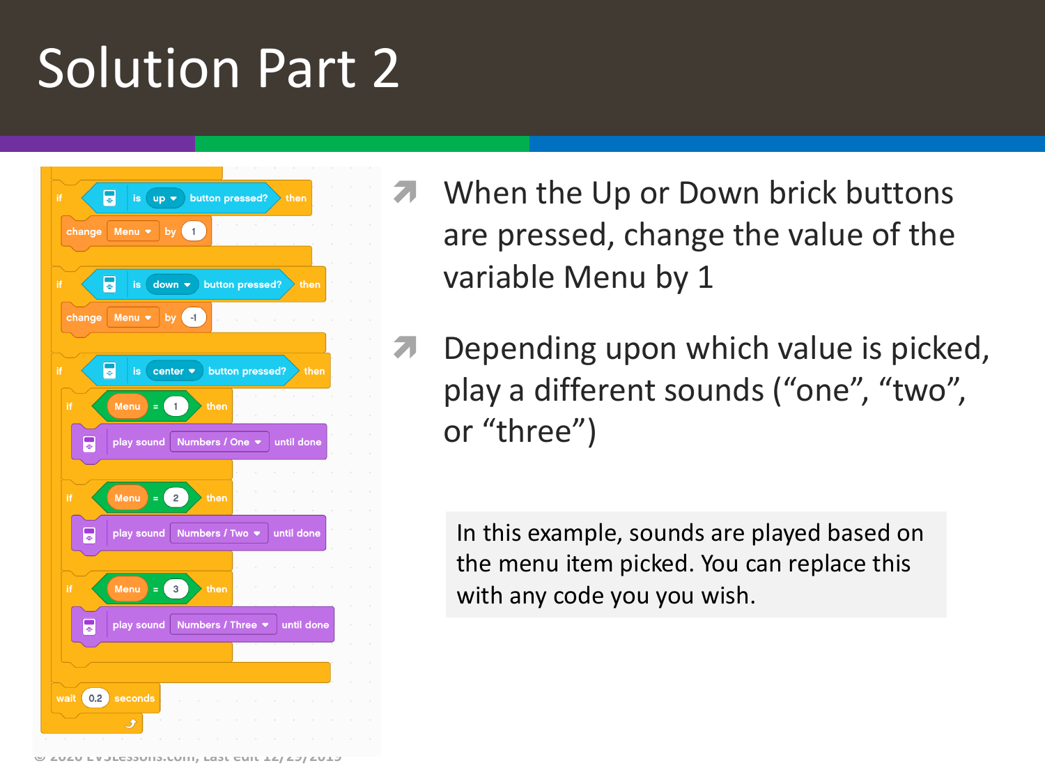# Solution Part 2

```
if <is [up] button pressed?> then
    change [Menu] by (1)
if <is [down] button pressed?> then
    change [Menu] by (-1)
if <is [center] button pressed?> then
    if <(Menu) = (1)> then
        play sound [Numbers / One] until done
    if <(Menu) = (2)> then
        play sound [Numbers / Two] until done
    if <(Menu) = (3)> then
        play sound [Numbers / Three] until done
wait (0.2) seconds
```

- When the Up or Down brick buttons are pressed, change the value of the variable Menu by 1
- Depending upon which value is picked, play a different sounds ("one", "two", or "three")

In this example, sounds are played based on the menu item picked. You can replace this with any code you you wish.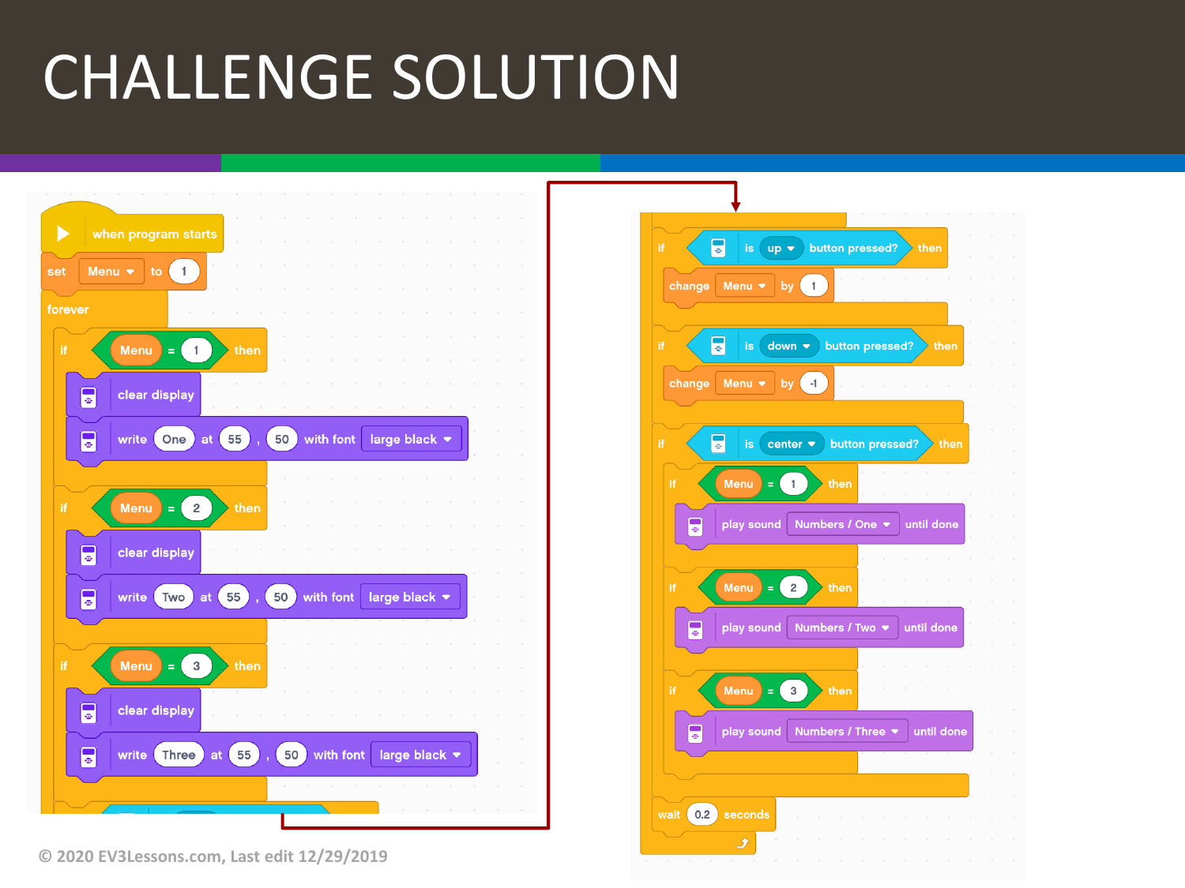# CHALLENGE SOLUTION

```
when program starts
set Menu to 1
forever
    if Menu = 1 then
        clear display
        write One at 55 , 50 with font large black
    if Menu = 2 then
        clear display
        write Two at 55 , 50 with font large black
    if Menu = 3 then
        clear display
        write Three at 55 , 50 with font large black
    if is up button pressed? then
        change Menu by 1
    if is down button pressed? then
        change Menu by -1
    if is center button pressed? then
        if Menu = 1 then
            play sound Numbers / One until done
        if Menu = 2 then
            play sound Numbers / Two until done
        if Menu = 3 then
            play sound Numbers / Three until done
    wait 0.2 seconds
```

© 2020 EV3Lessons.com, Last edit 12/29/2019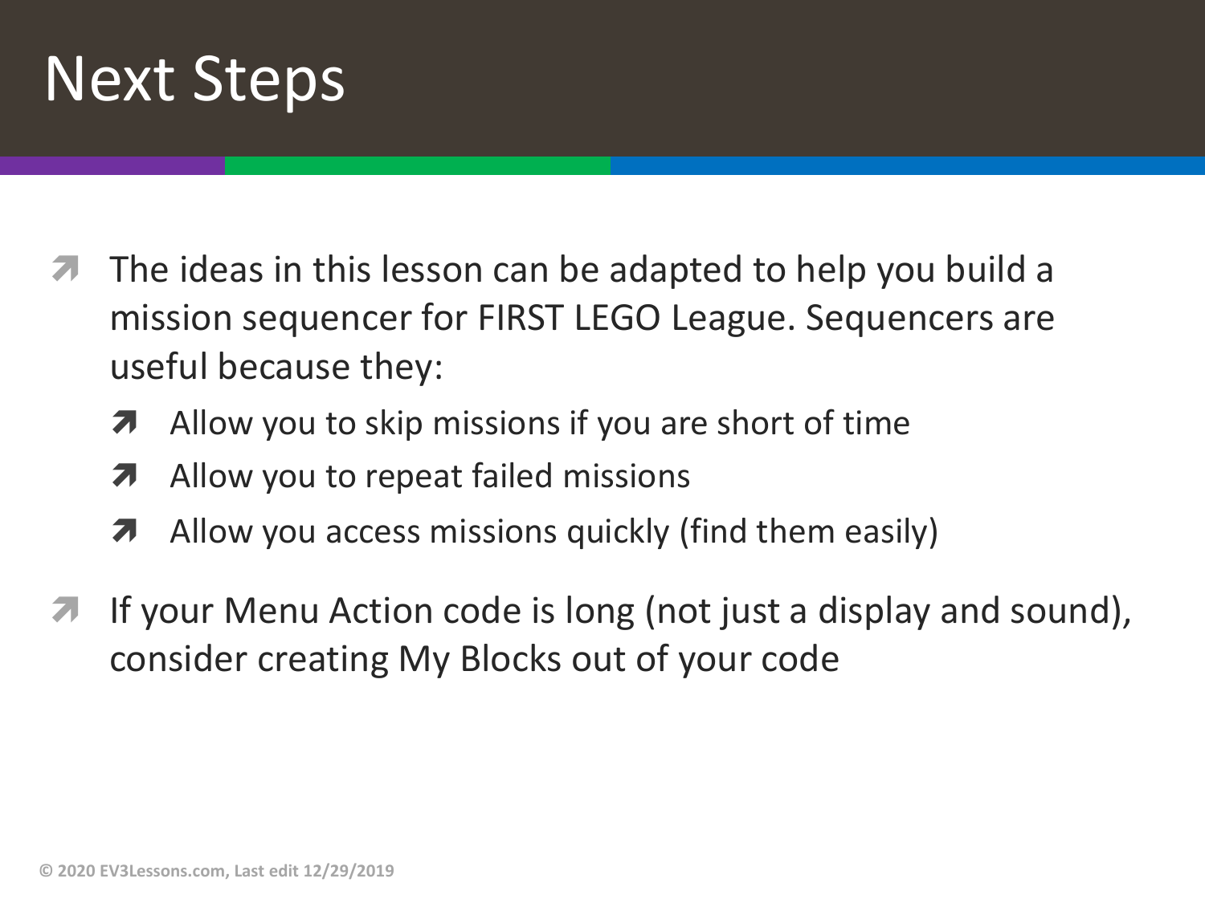# Next Steps

- The ideas in this lesson can be adapted to help you build a mission sequencer for FIRST LEGO League. Sequencers are useful because they:
  - Allow you to skip missions if you are short of time
  - Allow you to repeat failed missions
  - Allow you access missions quickly (find them easily)
- If your Menu Action code is long (not just a display and sound), consider creating My Blocks out of your code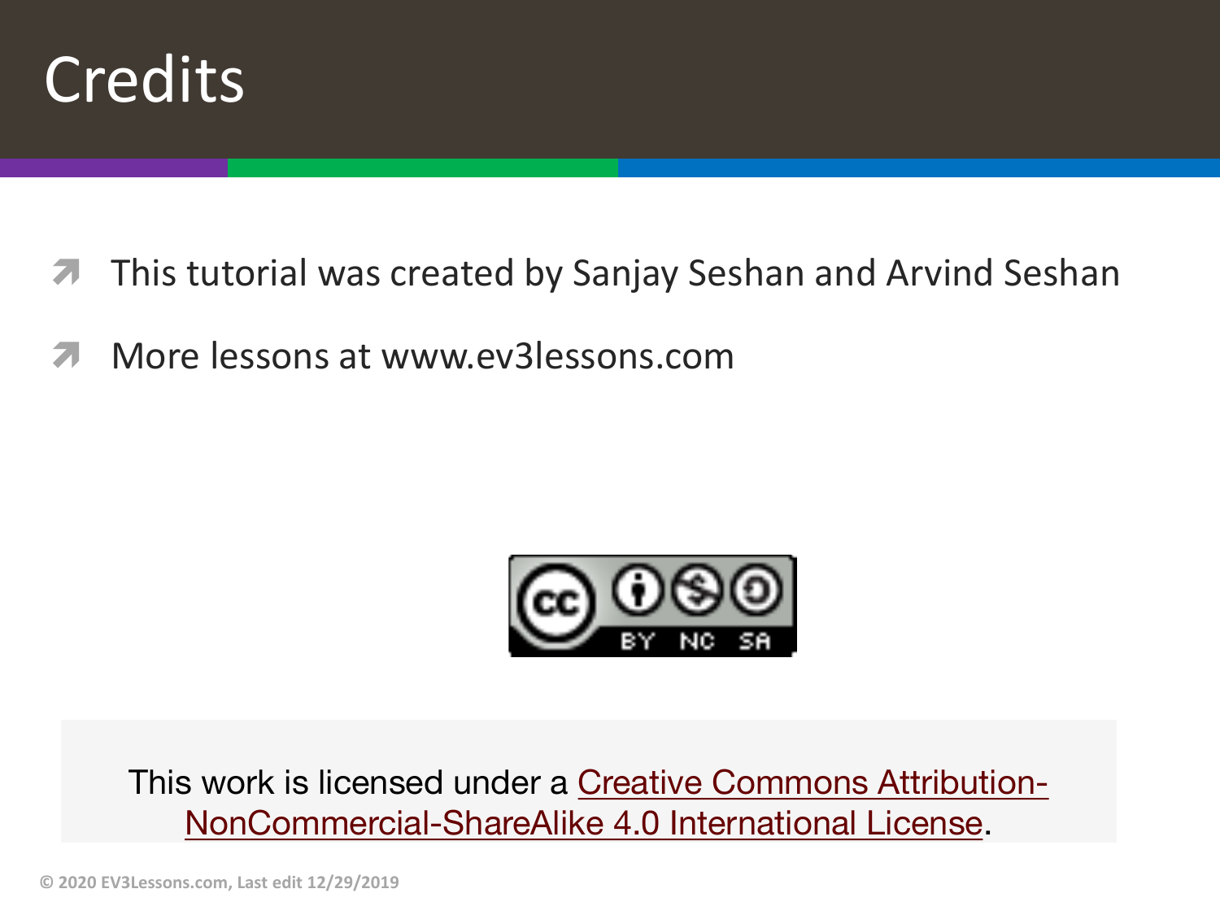# Credits

- This tutorial was created by Sanjay Seshan and Arvind Seshan
- More lessons at www.ev3lessons.com

This work is licensed under a Creative Commons Attribution-NonCommercial-ShareAlike 4.0 International License.

© 2020 EV3Lessons.com, Last edit 12/29/2019